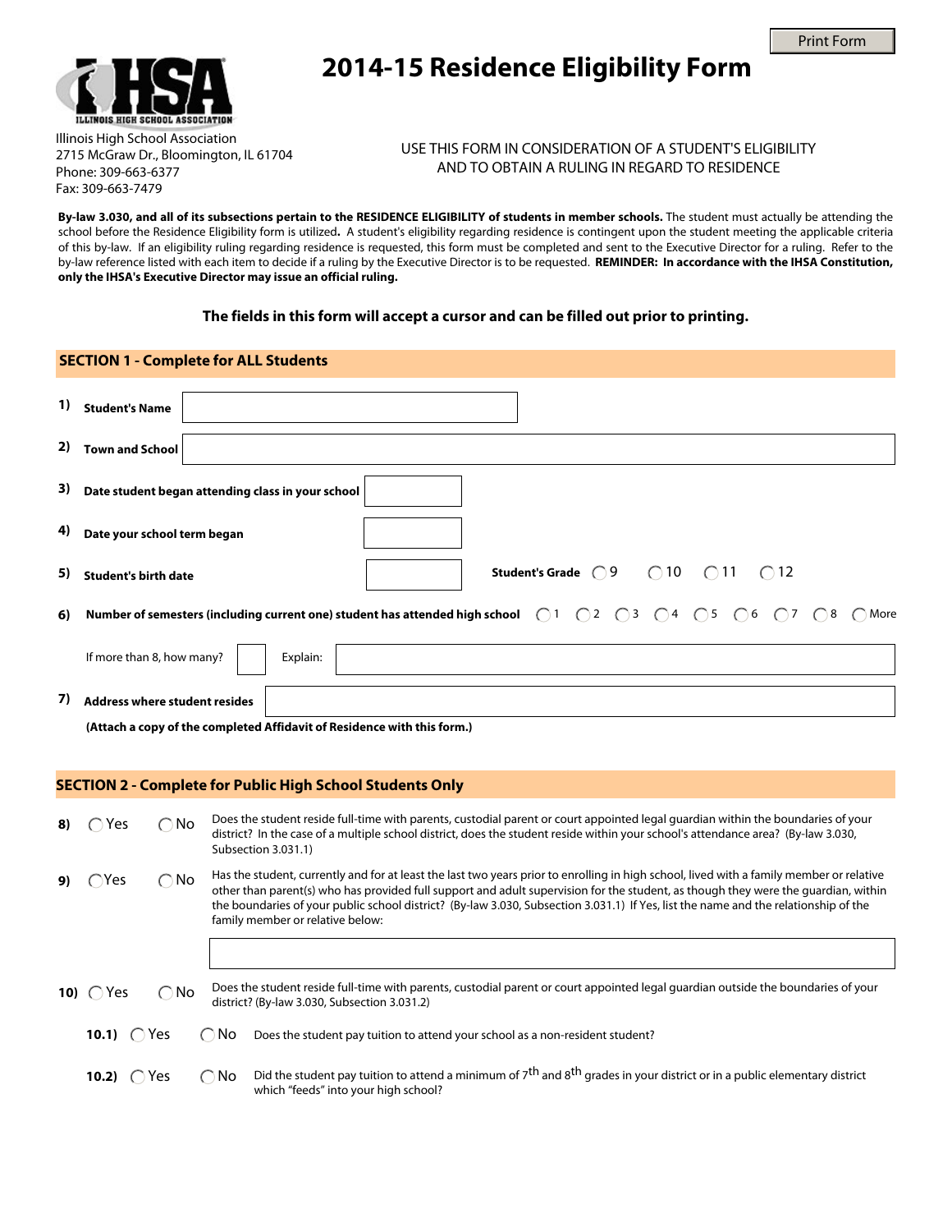Print Form

# 2014-15 Residence Eligibility Form

Illinois High School Association
2715 McGraw Dr., Bloomington, IL 61704
Phone: 309-663-6377
Fax: 309-663-7479

USE THIS FORM IN CONSIDERATION OF A STUDENT'S ELIGIBILITY AND TO OBTAIN A RULING IN REGARD TO RESIDENCE

**By-law 3.030, and all of its subsections pertain to the RESIDENCE ELIGIBILITY of students in member schools.** The student must actually be attending the school before the Residence Eligibility form is utilized**.** A student's eligibility regarding residence is contingent upon the student meeting the applicable criteria of this by-law. If an eligibility ruling regarding residence is requested, this form must be completed and sent to the Executive Director for a ruling. Refer to the by-law reference listed with each item to decide if a ruling by the Executive Director is to be requested. **REMINDER: In accordance with the IHSA Constitution, only the IHSA's Executive Director may issue an official ruling.**

**The fields in this form will accept a cursor and can be filled out prior to printing.**

## SECTION 1 - Complete for ALL Students

**1) Student's Name** ____________________

**2) Town and School** ____________________

**3) Date student began attending class in your school** ____________________

**4) Date your school term began** ____________________

**5) Student's birth date** ____________________ **Student's Grade** ◯ 9 ◯ 10 ◯ 11 ◯ 12

**6) Number of semesters (including current one) student has attended high school** ◯ 1 ◯ 2 ◯ 3 ◯ 4 ◯ 5 ◯ 6 ◯ 7 ◯ 8 ◯ More

If more than 8, how many? ______ Explain: ____________________

**7) Address where student resides** ____________________

**(Attach a copy of the completed Affidavit of Residence with this form.)**

## SECTION 2 - Complete for Public High School Students Only

**8)** ◯ Yes ◯ No — Does the student reside full-time with parents, custodial parent or court appointed legal guardian within the boundaries of your district? In the case of a multiple school district, does the student reside within your school's attendance area? (By-law 3.030, Subsection 3.031.1)

**9)** ◯ Yes ◯ No — Has the student, currently and for at least the last two years prior to enrolling in high school, lived with a family member or relative other than parent(s) who has provided full support and adult supervision for the student, as though they were the guardian, within the boundaries of your public school district? (By-law 3.030, Subsection 3.031.1) If Yes, list the name and the relationship of the family member or relative below:

____________________

**10)** ◯ Yes ◯ No — Does the student reside full-time with parents, custodial parent or court appointed legal guardian outside the boundaries of your district? (By-law 3.030, Subsection 3.031.2)

**10.1)** ◯ Yes ◯ No — Does the student pay tuition to attend your school as a non-resident student?

**10.2)** ◯ Yes ◯ No — Did the student pay tuition to attend a minimum of 7th and 8th grades in your district or in a public elementary district which "feeds" into your high school?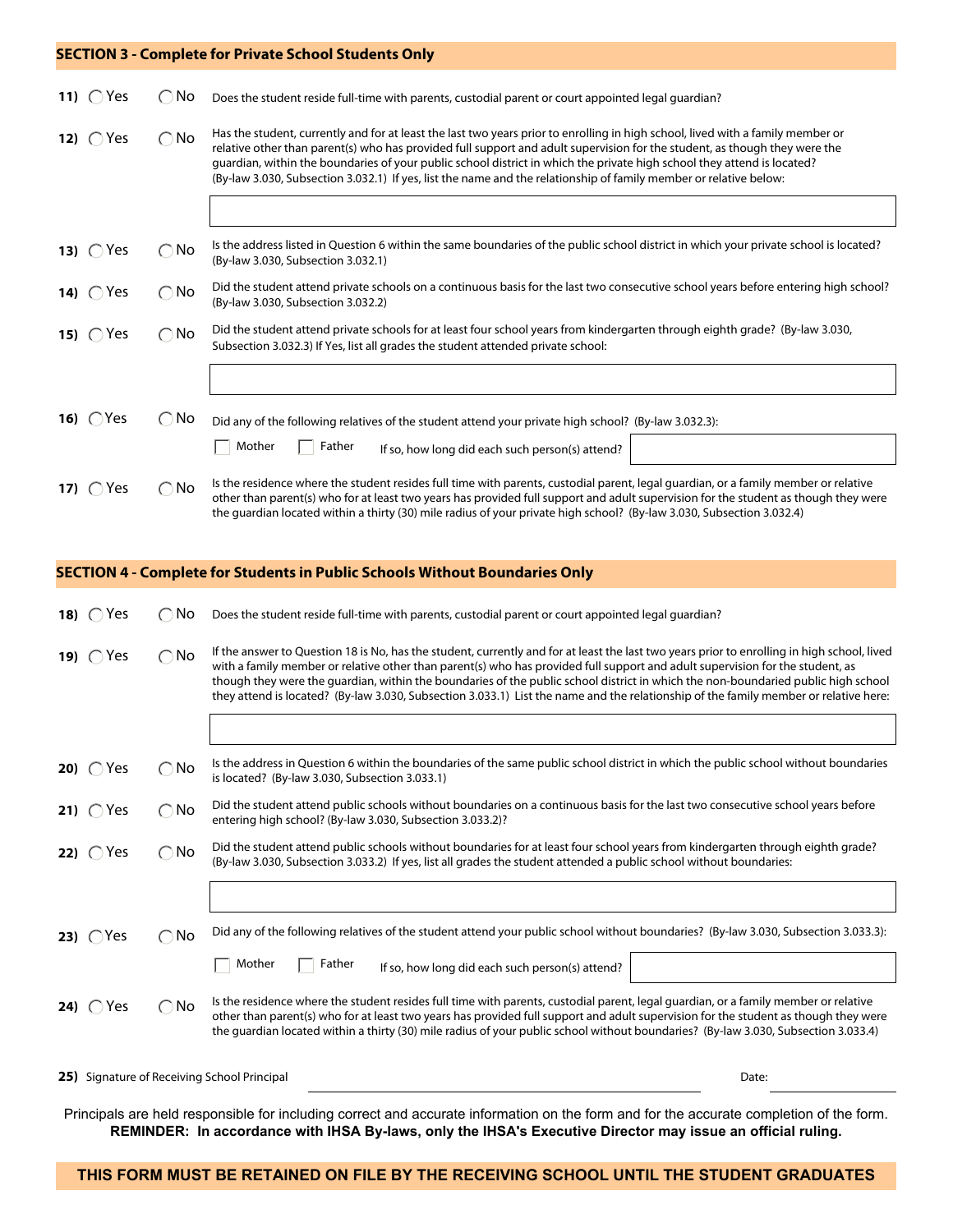## SECTION 3 - Complete for Private School Students Only

**11)** ◯ Yes ◯ No Does the student reside full-time with parents, custodial parent or court appointed legal guardian?

**12)** ◯ Yes ◯ No Has the student, currently and for at least the last two years prior to enrolling in high school, lived with a family member or relative other than parent(s) who has provided full support and adult supervision for the student, as though they were the guardian, within the boundaries of your public school district in which the private high school they attend is located? (By-law 3.030, Subsection 3.032.1) If yes, list the name and the relationship of family member or relative below:

**13)** ◯ Yes ◯ No Is the address listed in Question 6 within the same boundaries of the public school district in which your private school is located? (By-law 3.030, Subsection 3.032.1)

**14)** ◯ Yes ◯ No Did the student attend private schools on a continuous basis for the last two consecutive school years before entering high school? (By-law 3.030, Subsection 3.032.2)

**15)** ◯ Yes ◯ No Did the student attend private schools for at least four school years from kindergarten through eighth grade? (By-law 3.030, Subsection 3.032.3) If Yes, list all grades the student attended private school:

**16)** ◯ Yes ◯ No Did any of the following relatives of the student attend your private high school? (By-law 3.032.3):

☐ Mother ☐ Father If so, how long did each such person(s) attend?

**17)** ◯ Yes ◯ No Is the residence where the student resides full time with parents, custodial parent, legal guardian, or a family member or relative other than parent(s) who for at least two years has provided full support and adult supervision for the student as though they were the guardian located within a thirty (30) mile radius of your private high school? (By-law 3.030, Subsection 3.032.4)

## SECTION 4 - Complete for Students in Public Schools Without Boundaries Only

**18)** ◯ Yes ◯ No Does the student reside full-time with parents, custodial parent or court appointed legal guardian?

**19)** ◯ Yes ◯ No If the answer to Question 18 is No, has the student, currently and for at least the last two years prior to enrolling in high school, lived with a family member or relative other than parent(s) who has provided full support and adult supervision for the student, as though they were the guardian, within the boundaries of the public school district in which the non-boundaried public high school they attend is located? (By-law 3.030, Subsection 3.033.1) List the name and the relationship of the family member or relative here:

**20)** ◯ Yes ◯ No Is the address in Question 6 within the boundaries of the same public school district in which the public school without boundaries is located? (By-law 3.030, Subsection 3.033.1)

**21)** ◯ Yes ◯ No Did the student attend public schools without boundaries on a continuous basis for the last two consecutive school years before entering high school? (By-law 3.030, Subsection 3.033.2)?

**22)** ◯ Yes ◯ No Did the student attend public schools without boundaries for at least four school years from kindergarten through eighth grade? (By-law 3.030, Subsection 3.033.2) If yes, list all grades the student attended a public school without boundaries:

**23)** ◯ Yes ◯ No Did any of the following relatives of the student attend your public school without boundaries? (By-law 3.030, Subsection 3.033.3):

☐ Mother ☐ Father If so, how long did each such person(s) attend?

**24)** ◯ Yes ◯ No Is the residence where the student resides full time with parents, custodial parent, legal guardian, or a family member or relative other than parent(s) who for at least two years has provided full support and adult supervision for the student as though they were the guardian located within a thirty (30) mile radius of your public school without boundaries? (By-law 3.030, Subsection 3.033.4)

**25)** Signature of Receiving School Principal ______________________ Date: __________

Principals are held responsible for including correct and accurate information on the form and for the accurate completion of the form.
**REMINDER: In accordance with IHSA By-laws, only the IHSA's Executive Director may issue an official ruling.**

**THIS FORM MUST BE RETAINED ON FILE BY THE RECEIVING SCHOOL UNTIL THE STUDENT GRADUATES**